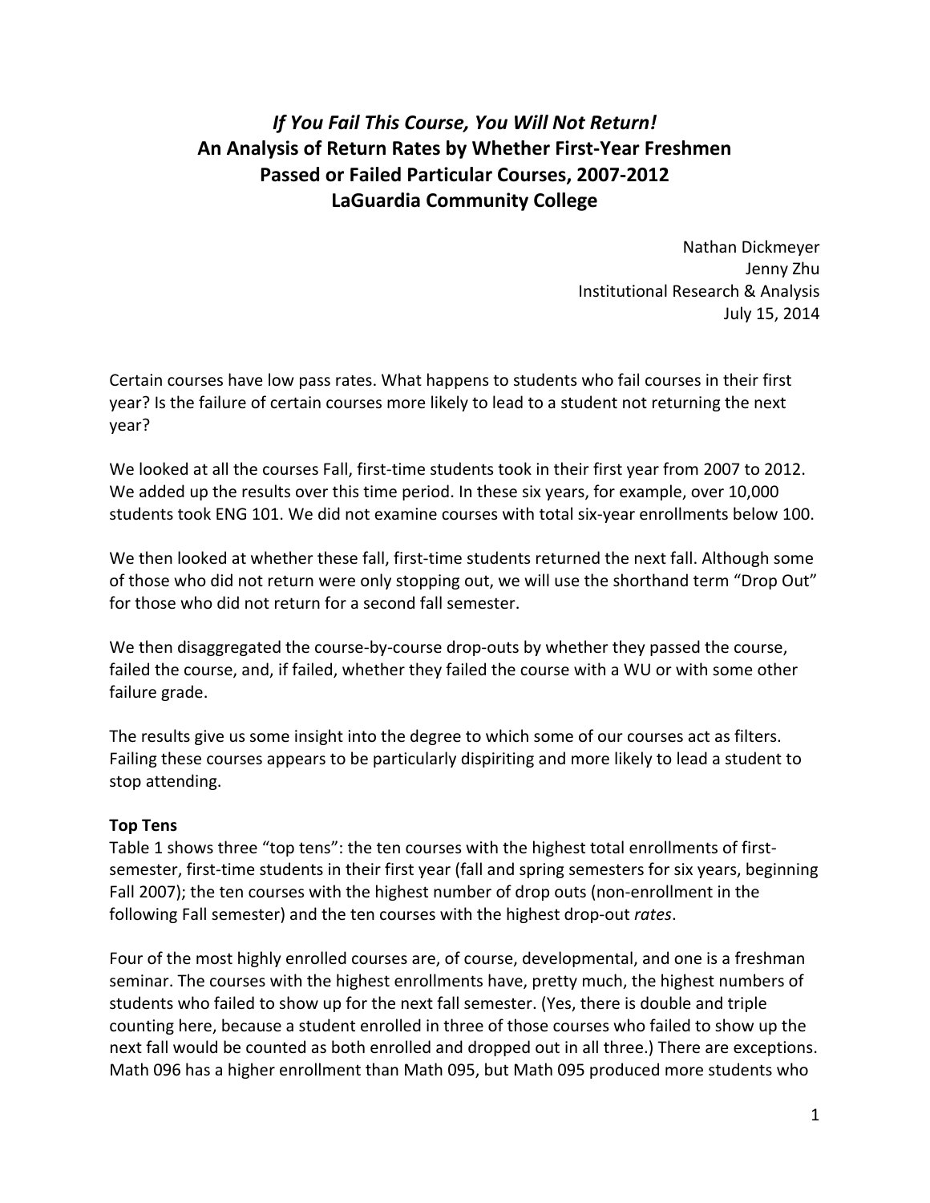# *If You Fail This Course, You Will Not Return!*
# An Analysis of Return Rates by Whether First-Year Freshmen Passed or Failed Particular Courses, 2007-2012
# LaGuardia Community College

Nathan Dickmeyer
Jenny Zhu
Institutional Research & Analysis
July 15, 2014

Certain courses have low pass rates. What happens to students who fail courses in their first year? Is the failure of certain courses more likely to lead to a student not returning the next year?

We looked at all the courses Fall, first-time students took in their first year from 2007 to 2012. We added up the results over this time period. In these six years, for example, over 10,000 students took ENG 101. We did not examine courses with total six-year enrollments below 100.

We then looked at whether these fall, first-time students returned the next fall. Although some of those who did not return were only stopping out, we will use the shorthand term "Drop Out" for those who did not return for a second fall semester.

We then disaggregated the course-by-course drop-outs by whether they passed the course, failed the course, and, if failed, whether they failed the course with a WU or with some other failure grade.

The results give us some insight into the degree to which some of our courses act as filters. Failing these courses appears to be particularly dispiriting and more likely to lead a student to stop attending.

**Top Tens**

Table 1 shows three "top tens": the ten courses with the highest total enrollments of first-semester, first-time students in their first year (fall and spring semesters for six years, beginning Fall 2007); the ten courses with the highest number of drop outs (non-enrollment in the following Fall semester) and the ten courses with the highest drop-out *rates*.

Four of the most highly enrolled courses are, of course, developmental, and one is a freshman seminar. The courses with the highest enrollments have, pretty much, the highest numbers of students who failed to show up for the next fall semester. (Yes, there is double and triple counting here, because a student enrolled in three of those courses who failed to show up the next fall would be counted as both enrolled and dropped out in all three.) There are exceptions. Math 096 has a higher enrollment than Math 095, but Math 095 produced more students who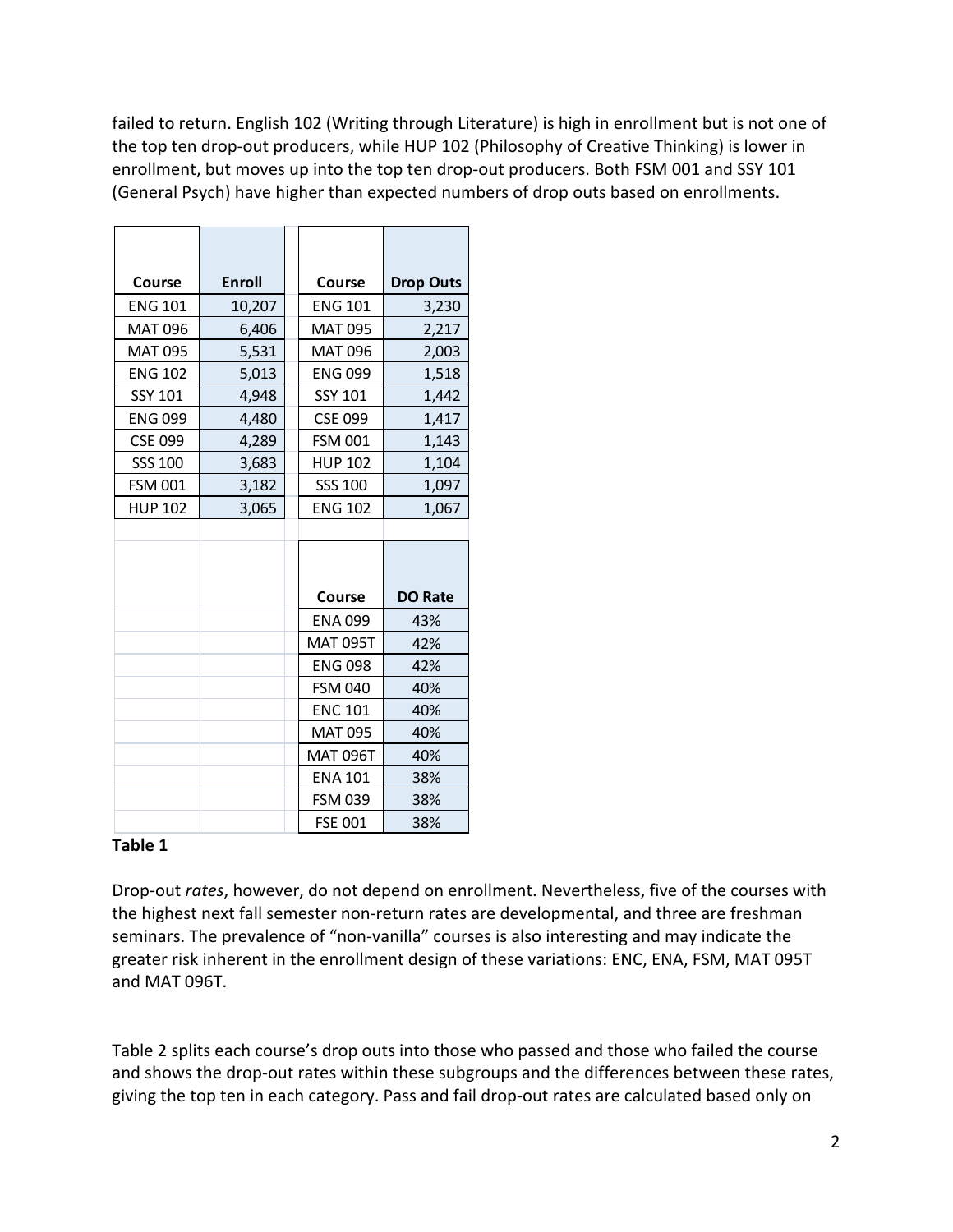failed to return. English 102 (Writing through Literature) is high in enrollment but is not one of the top ten drop-out producers, while HUP 102 (Philosophy of Creative Thinking) is lower in enrollment, but moves up into the top ten drop-out producers. Both FSM 001 and SSY 101 (General Psych) have higher than expected numbers of drop outs based on enrollments.

| Course | Enroll | Course | Drop Outs |
|---|---|---|---|
| ENG 101 | 10,207 | ENG 101 | 3,230 |
| MAT 096 | 6,406 | MAT 095 | 2,217 |
| MAT 095 | 5,531 | MAT 096 | 2,003 |
| ENG 102 | 5,013 | ENG 099 | 1,518 |
| SSY 101 | 4,948 | SSY 101 | 1,442 |
| ENG 099 | 4,480 | CSE 099 | 1,417 |
| CSE 099 | 4,289 | FSM 001 | 1,143 |
| SSS 100 | 3,683 | HUP 102 | 1,104 |
| FSM 001 | 3,182 | SSS 100 | 1,097 |
| HUP 102 | 3,065 | ENG 102 | 1,067 |

| Course | DO Rate |
|---|---|
| ENA 099 | 43% |
| MAT 095T | 42% |
| ENG 098 | 42% |
| FSM 040 | 40% |
| ENC 101 | 40% |
| MAT 095 | 40% |
| MAT 096T | 40% |
| ENA 101 | 38% |
| FSM 039 | 38% |
| FSE 001 | 38% |

**Table 1**

Drop-out *rates*, however, do not depend on enrollment. Nevertheless, five of the courses with the highest next fall semester non-return rates are developmental, and three are freshman seminars. The prevalence of "non-vanilla" courses is also interesting and may indicate the greater risk inherent in the enrollment design of these variations: ENC, ENA, FSM, MAT 095T and MAT 096T.

Table 2 splits each course's drop outs into those who passed and those who failed the course and shows the drop-out rates within these subgroups and the differences between these rates, giving the top ten in each category. Pass and fail drop-out rates are calculated based only on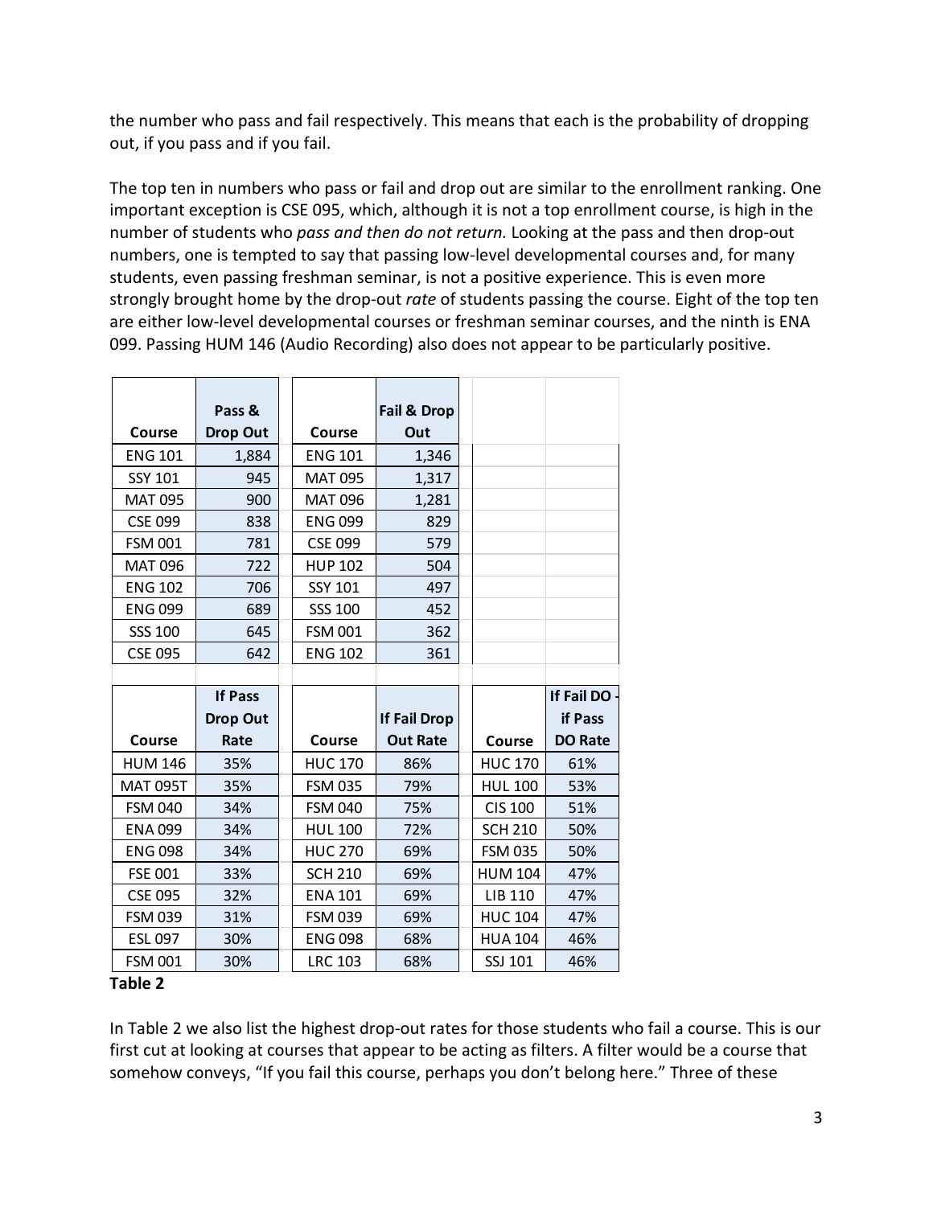the number who pass and fail respectively. This means that each is the probability of dropping out, if you pass and if you fail.

The top ten in numbers who pass or fail and drop out are similar to the enrollment ranking. One important exception is CSE 095, which, although it is not a top enrollment course, is high in the number of students who *pass and then do not return.* Looking at the pass and then drop-out numbers, one is tempted to say that passing low-level developmental courses and, for many students, even passing freshman seminar, is not a positive experience. This is even more strongly brought home by the drop-out *rate* of students passing the course. Eight of the top ten are either low-level developmental courses or freshman seminar courses, and the ninth is ENA 099. Passing HUM 146 (Audio Recording) also does not appear to be particularly positive.

| Course | Pass & Drop Out | Course | Fail & Drop Out |
|---|---|---|---|
| ENG 101 | 1,884 | ENG 101 | 1,346 |
| SSY 101 | 945 | MAT 095 | 1,317 |
| MAT 095 | 900 | MAT 096 | 1,281 |
| CSE 099 | 838 | ENG 099 | 829 |
| FSM 001 | 781 | CSE 099 | 579 |
| MAT 096 | 722 | HUP 102 | 504 |
| ENG 102 | 706 | SSY 101 | 497 |
| ENG 099 | 689 | SSS 100 | 452 |
| SSS 100 | 645 | FSM 001 | 362 |
| CSE 095 | 642 | ENG 102 | 361 |

| Course | If Pass Drop Out Rate | Course | If Fail Drop Out Rate | Course | If Fail DO - if Pass DO Rate |
|---|---|---|---|---|---|
| HUM 146 | 35% | HUC 170 | 86% | HUC 170 | 61% |
| MAT 095T | 35% | FSM 035 | 79% | HUL 100 | 53% |
| FSM 040 | 34% | FSM 040 | 75% | CIS 100 | 51% |
| ENA 099 | 34% | HUL 100 | 72% | SCH 210 | 50% |
| ENG 098 | 34% | HUC 270 | 69% | FSM 035 | 50% |
| FSE 001 | 33% | SCH 210 | 69% | HUM 104 | 47% |
| CSE 095 | 32% | ENA 101 | 69% | LIB 110 | 47% |
| FSM 039 | 31% | FSM 039 | 69% | HUC 104 | 47% |
| ESL 097 | 30% | ENG 098 | 68% | HUA 104 | 46% |
| FSM 001 | 30% | LRC 103 | 68% | SSJ 101 | 46% |

**Table 2**

In Table 2 we also list the highest drop-out rates for those students who fail a course. This is our first cut at looking at courses that appear to be acting as filters. A filter would be a course that somehow conveys, "If you fail this course, perhaps you don't belong here." Three of these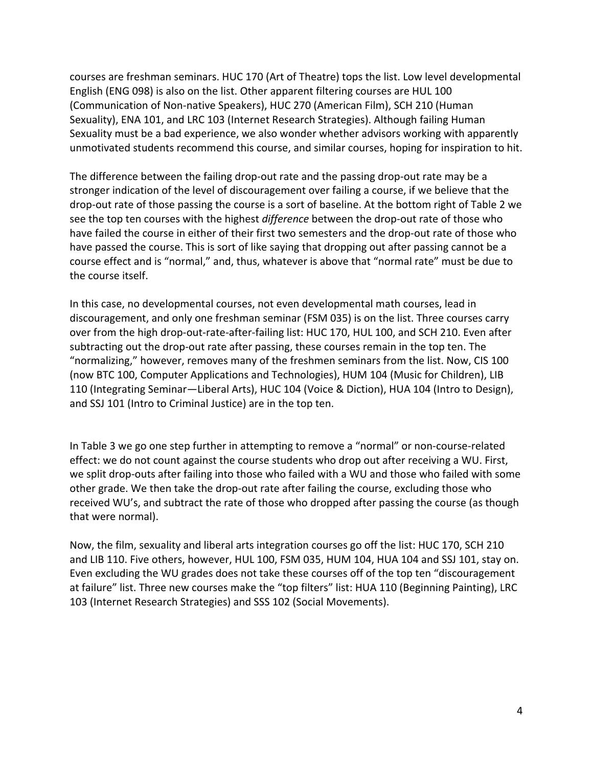courses are freshman seminars. HUC 170 (Art of Theatre) tops the list. Low level developmental English (ENG 098) is also on the list. Other apparent filtering courses are HUL 100 (Communication of Non-native Speakers), HUC 270 (American Film), SCH 210 (Human Sexuality), ENA 101, and LRC 103 (Internet Research Strategies). Although failing Human Sexuality must be a bad experience, we also wonder whether advisors working with apparently unmotivated students recommend this course, and similar courses, hoping for inspiration to hit.

The difference between the failing drop-out rate and the passing drop-out rate may be a stronger indication of the level of discouragement over failing a course, if we believe that the drop-out rate of those passing the course is a sort of baseline. At the bottom right of Table 2 we see the top ten courses with the highest *difference* between the drop-out rate of those who have failed the course in either of their first two semesters and the drop-out rate of those who have passed the course. This is sort of like saying that dropping out after passing cannot be a course effect and is "normal," and, thus, whatever is above that "normal rate" must be due to the course itself.

In this case, no developmental courses, not even developmental math courses, lead in discouragement, and only one freshman seminar (FSM 035) is on the list. Three courses carry over from the high drop-out-rate-after-failing list: HUC 170, HUL 100, and SCH 210. Even after subtracting out the drop-out rate after passing, these courses remain in the top ten. The "normalizing," however, removes many of the freshmen seminars from the list. Now, CIS 100 (now BTC 100, Computer Applications and Technologies), HUM 104 (Music for Children), LIB 110 (Integrating Seminar—Liberal Arts), HUC 104 (Voice & Diction), HUA 104 (Intro to Design), and SSJ 101 (Intro to Criminal Justice) are in the top ten.

In Table 3 we go one step further in attempting to remove a "normal" or non-course-related effect: we do not count against the course students who drop out after receiving a WU. First, we split drop-outs after failing into those who failed with a WU and those who failed with some other grade. We then take the drop-out rate after failing the course, excluding those who received WU's, and subtract the rate of those who dropped after passing the course (as though that were normal).

Now, the film, sexuality and liberal arts integration courses go off the list: HUC 170, SCH 210 and LIB 110. Five others, however, HUL 100, FSM 035, HUM 104, HUA 104 and SSJ 101, stay on. Even excluding the WU grades does not take these courses off of the top ten "discouragement at failure" list. Three new courses make the "top filters" list: HUA 110 (Beginning Painting), LRC 103 (Internet Research Strategies) and SSS 102 (Social Movements).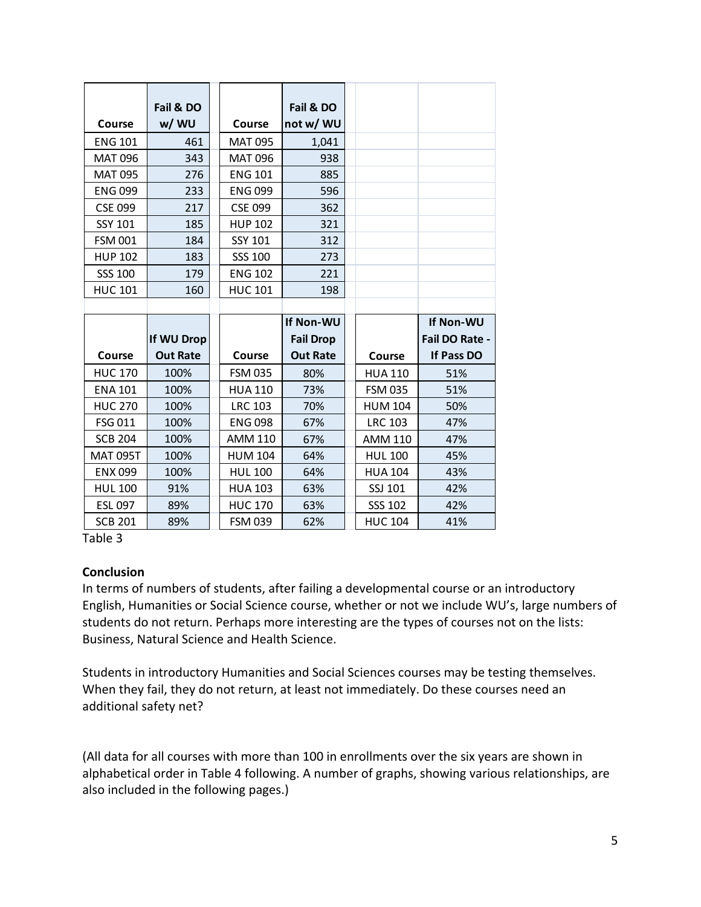| Course | Fail & DO w/ WU | Course | Fail & DO not w/ WU |
|---|---|---|---|
| ENG 101 | 461 | MAT 095 | 1,041 |
| MAT 096 | 343 | MAT 096 | 938 |
| MAT 095 | 276 | ENG 101 | 885 |
| ENG 099 | 233 | ENG 099 | 596 |
| CSE 099 | 217 | CSE 099 | 362 |
| SSY 101 | 185 | HUP 102 | 321 |
| FSM 001 | 184 | SSY 101 | 312 |
| HUP 102 | 183 | SSS 100 | 273 |
| SSS 100 | 179 | ENG 102 | 221 |
| HUC 101 | 160 | HUC 101 | 198 |

| Course | If WU Drop Out Rate | Course | If Non-WU Fail Drop Out Rate | Course | If Non-WU Fail DO Rate - If Pass DO |
|---|---|---|---|---|---|
| HUC 170 | 100% | FSM 035 | 80% | HUA 110 | 51% |
| ENA 101 | 100% | HUA 110 | 73% | FSM 035 | 51% |
| HUC 270 | 100% | LRC 103 | 70% | HUM 104 | 50% |
| FSG 011 | 100% | ENG 098 | 67% | LRC 103 | 47% |
| SCB 204 | 100% | AMM 110 | 67% | AMM 110 | 47% |
| MAT 095T | 100% | HUM 104 | 64% | HUL 100 | 45% |
| ENX 099 | 100% | HUL 100 | 64% | HUA 104 | 43% |
| HUL 100 | 91% | HUA 103 | 63% | SSJ 101 | 42% |
| ESL 097 | 89% | HUC 170 | 63% | SSS 102 | 42% |
| SCB 201 | 89% | FSM 039 | 62% | HUC 104 | 41% |

Table 3

**Conclusion**

In terms of numbers of students, after failing a developmental course or an introductory English, Humanities or Social Science course, whether or not we include WU's, large numbers of students do not return. Perhaps more interesting are the types of courses not on the lists: Business, Natural Science and Health Science.

Students in introductory Humanities and Social Sciences courses may be testing themselves. When they fail, they do not return, at least not immediately. Do these courses need an additional safety net?

(All data for all courses with more than 100 in enrollments over the six years are shown in alphabetical order in Table 4 following. A number of graphs, showing various relationships, are also included in the following pages.)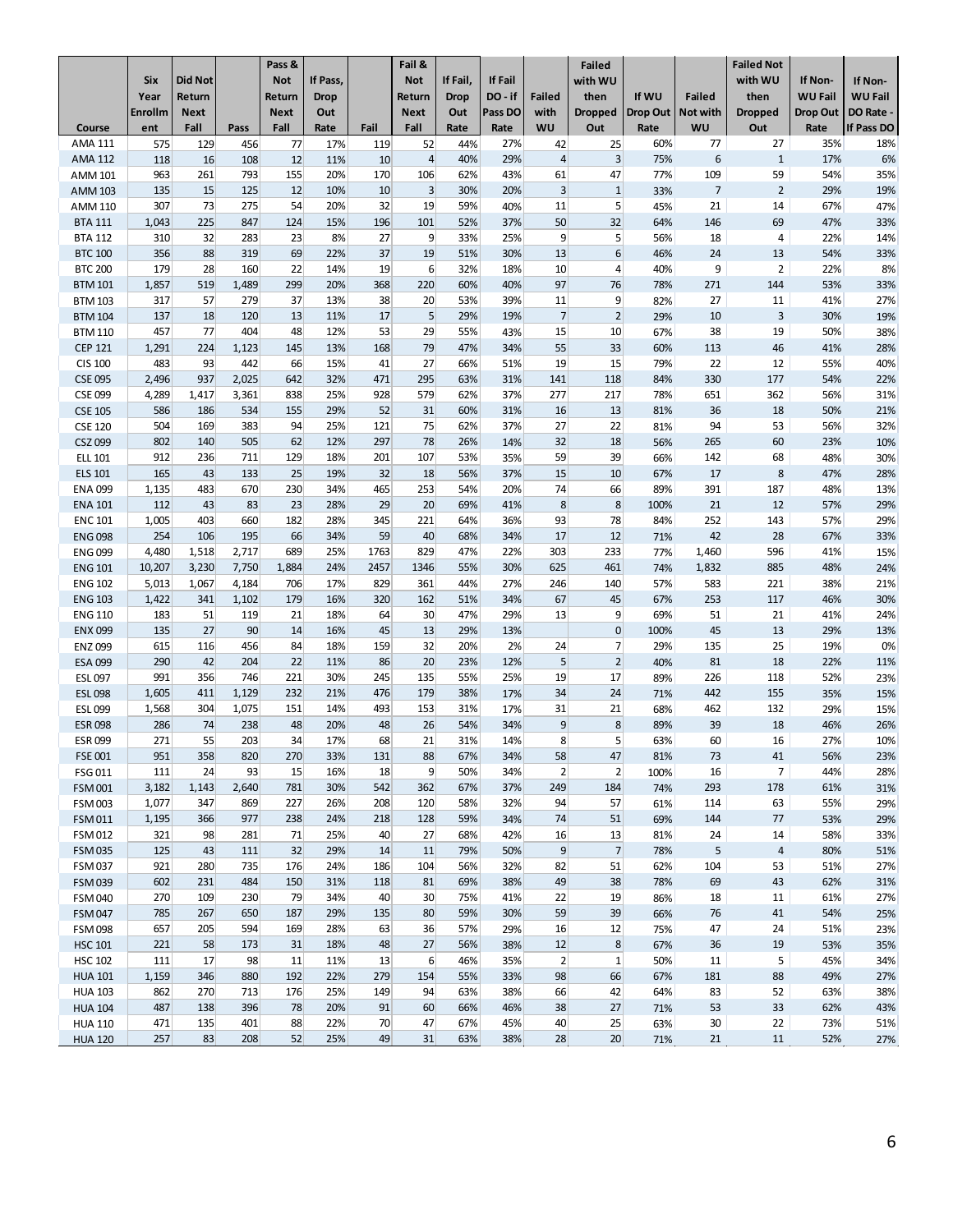| Course | Six Year Enrollment | Did Not Return Next Fall | Pass | Pass & Not Return Next Fall | If Pass, Drop Out Rate | Fail | Fail & Not Return Next Fall | If Fail, Drop Out Rate | If Fail DO - if Pass DO Rate | Failed with WU | Failed with WU then Dropped Out | If WU Drop Out Rate | Failed Not with WU | Failed Not with WU then Dropped Out | If Non-WU Fail Drop Out Rate | If Non-WU Fail DO Rate - If Pass DO |
|---|---|---|---|---|---|---|---|---|---|---|---|---|---|---|---|---|
| AMA 111 | 575 | 129 | 456 | 77 | 17% | 119 | 52 | 44% | 27% | 42 | 25 | 60% | 77 | 27 | 35% | 18% |
| AMA 112 | 118 | 16 | 108 | 12 | 11% | 10 | 4 | 40% | 29% | 4 | 3 | 75% | 6 | 1 | 17% | 6% |
| AMM 101 | 963 | 261 | 793 | 155 | 20% | 170 | 106 | 62% | 43% | 61 | 47 | 77% | 109 | 59 | 54% | 35% |
| AMM 103 | 135 | 15 | 125 | 12 | 10% | 10 | 3 | 30% | 20% | 3 | 1 | 33% | 7 | 2 | 29% | 19% |
| AMM 110 | 307 | 73 | 275 | 54 | 20% | 32 | 19 | 59% | 40% | 11 | 5 | 45% | 21 | 14 | 67% | 47% |
| BTA 111 | 1,043 | 225 | 847 | 124 | 15% | 196 | 101 | 52% | 37% | 50 | 32 | 64% | 146 | 69 | 47% | 33% |
| BTA 112 | 310 | 32 | 283 | 23 | 8% | 27 | 9 | 33% | 25% | 9 | 5 | 56% | 18 | 4 | 22% | 14% |
| BTC 100 | 356 | 88 | 319 | 69 | 22% | 37 | 19 | 51% | 30% | 13 | 6 | 46% | 24 | 13 | 54% | 33% |
| BTC 200 | 179 | 28 | 160 | 22 | 14% | 19 | 6 | 32% | 18% | 10 | 4 | 40% | 9 | 2 | 22% | 8% |
| BTM 101 | 1,857 | 519 | 1,489 | 299 | 20% | 368 | 220 | 60% | 40% | 97 | 76 | 78% | 271 | 144 | 53% | 33% |
| BTM 103 | 317 | 57 | 279 | 37 | 13% | 38 | 20 | 53% | 39% | 11 | 9 | 82% | 27 | 11 | 41% | 27% |
| BTM 104 | 137 | 18 | 120 | 13 | 11% | 17 | 5 | 29% | 19% | 7 | 2 | 29% | 10 | 3 | 30% | 19% |
| BTM 110 | 457 | 77 | 404 | 48 | 12% | 53 | 29 | 55% | 43% | 15 | 10 | 67% | 38 | 19 | 50% | 38% |
| CEP 121 | 1,291 | 224 | 1,123 | 145 | 13% | 168 | 79 | 47% | 34% | 55 | 33 | 60% | 113 | 46 | 41% | 28% |
| CIS 100 | 483 | 93 | 442 | 66 | 15% | 41 | 27 | 66% | 51% | 19 | 15 | 79% | 22 | 12 | 55% | 40% |
| CSE 095 | 2,496 | 937 | 2,025 | 642 | 32% | 471 | 295 | 63% | 31% | 141 | 118 | 84% | 330 | 177 | 54% | 22% |
| CSE 099 | 4,289 | 1,417 | 3,361 | 838 | 25% | 928 | 579 | 62% | 37% | 277 | 217 | 78% | 651 | 362 | 56% | 31% |
| CSE 105 | 586 | 186 | 534 | 155 | 29% | 52 | 31 | 60% | 31% | 16 | 13 | 81% | 36 | 18 | 50% | 21% |
| CSE 120 | 504 | 169 | 383 | 94 | 25% | 121 | 75 | 62% | 37% | 27 | 22 | 81% | 94 | 53 | 56% | 32% |
| CSZ 099 | 802 | 140 | 505 | 62 | 12% | 297 | 78 | 26% | 14% | 32 | 18 | 56% | 265 | 60 | 23% | 10% |
| ELL 101 | 912 | 236 | 711 | 129 | 18% | 201 | 107 | 53% | 35% | 59 | 39 | 66% | 142 | 68 | 48% | 30% |
| ELS 101 | 165 | 43 | 133 | 25 | 19% | 32 | 18 | 56% | 37% | 15 | 10 | 67% | 17 | 8 | 47% | 28% |
| ENA 099 | 1,135 | 483 | 670 | 230 | 34% | 465 | 253 | 54% | 20% | 74 | 66 | 89% | 391 | 187 | 48% | 13% |
| ENA 101 | 112 | 43 | 83 | 23 | 28% | 29 | 20 | 69% | 41% | 8 | 8 | 100% | 21 | 12 | 57% | 29% |
| ENC 101 | 1,005 | 403 | 660 | 182 | 28% | 345 | 221 | 64% | 36% | 93 | 78 | 84% | 252 | 143 | 57% | 29% |
| ENG 098 | 254 | 106 | 195 | 66 | 34% | 59 | 40 | 68% | 34% | 17 | 12 | 71% | 42 | 28 | 67% | 33% |
| ENG 099 | 4,480 | 1,518 | 2,717 | 689 | 25% | 1763 | 829 | 47% | 22% | 303 | 233 | 77% | 1,460 | 596 | 41% | 15% |
| ENG 101 | 10,207 | 3,230 | 7,750 | 1,884 | 24% | 2457 | 1346 | 55% | 30% | 625 | 461 | 74% | 1,832 | 885 | 48% | 24% |
| ENG 102 | 5,013 | 1,067 | 4,184 | 706 | 17% | 829 | 361 | 44% | 27% | 246 | 140 | 57% | 583 | 221 | 38% | 21% |
| ENG 103 | 1,422 | 341 | 1,102 | 179 | 16% | 320 | 162 | 51% | 34% | 67 | 45 | 67% | 253 | 117 | 46% | 30% |
| ENG 110 | 183 | 51 | 119 | 21 | 18% | 64 | 30 | 47% | 29% | 13 | 9 | 69% | 51 | 21 | 41% | 24% |
| ENX 099 | 135 | 27 | 90 | 14 | 16% | 45 | 13 | 29% | 13% | | 0 | 100% | 45 | 13 | 29% | 13% |
| ENZ 099 | 615 | 116 | 456 | 84 | 18% | 159 | 32 | 20% | 2% | 24 | 7 | 29% | 135 | 25 | 19% | 0% |
| ESA 099 | 290 | 42 | 204 | 22 | 11% | 86 | 20 | 23% | 12% | 5 | 2 | 40% | 81 | 18 | 22% | 11% |
| ESL 097 | 991 | 356 | 746 | 221 | 30% | 245 | 135 | 55% | 25% | 19 | 17 | 89% | 226 | 118 | 52% | 23% |
| ESL 098 | 1,605 | 411 | 1,129 | 232 | 21% | 476 | 179 | 38% | 17% | 34 | 24 | 71% | 442 | 155 | 35% | 15% |
| ESL 099 | 1,568 | 304 | 1,075 | 151 | 14% | 493 | 153 | 31% | 17% | 31 | 21 | 68% | 462 | 132 | 29% | 15% |
| ESR 098 | 286 | 74 | 238 | 48 | 20% | 48 | 26 | 54% | 34% | 9 | 8 | 89% | 39 | 18 | 46% | 26% |
| ESR 099 | 271 | 55 | 203 | 34 | 17% | 68 | 21 | 31% | 14% | 8 | 5 | 63% | 60 | 16 | 27% | 10% |
| FSE 001 | 951 | 358 | 820 | 270 | 33% | 131 | 88 | 67% | 34% | 58 | 47 | 81% | 73 | 41 | 56% | 23% |
| FSG 011 | 111 | 24 | 93 | 15 | 16% | 18 | 9 | 50% | 34% | 2 | 2 | 100% | 16 | 7 | 44% | 28% |
| FSM 001 | 3,182 | 1,143 | 2,640 | 781 | 30% | 542 | 362 | 67% | 37% | 249 | 184 | 74% | 293 | 178 | 61% | 31% |
| FSM 003 | 1,077 | 347 | 869 | 227 | 26% | 208 | 120 | 58% | 32% | 94 | 57 | 61% | 114 | 63 | 55% | 29% |
| FSM 011 | 1,195 | 366 | 977 | 238 | 24% | 218 | 128 | 59% | 34% | 74 | 51 | 69% | 144 | 77 | 53% | 29% |
| FSM 012 | 321 | 98 | 281 | 71 | 25% | 40 | 27 | 68% | 42% | 16 | 13 | 81% | 24 | 14 | 58% | 33% |
| FSM 035 | 125 | 43 | 111 | 32 | 29% | 14 | 11 | 79% | 50% | 9 | 7 | 78% | 5 | 4 | 80% | 51% |
| FSM 037 | 921 | 280 | 735 | 176 | 24% | 186 | 104 | 56% | 32% | 82 | 51 | 62% | 104 | 53 | 51% | 27% |
| FSM 039 | 602 | 231 | 484 | 150 | 31% | 118 | 81 | 69% | 38% | 49 | 38 | 78% | 69 | 43 | 62% | 31% |
| FSM 040 | 270 | 109 | 230 | 79 | 34% | 40 | 30 | 75% | 41% | 22 | 19 | 86% | 18 | 11 | 61% | 27% |
| FSM 047 | 785 | 267 | 650 | 187 | 29% | 135 | 80 | 59% | 30% | 59 | 39 | 66% | 76 | 41 | 54% | 25% |
| FSM 098 | 657 | 205 | 594 | 169 | 28% | 63 | 36 | 57% | 29% | 16 | 12 | 75% | 47 | 24 | 51% | 23% |
| HSC 101 | 221 | 58 | 173 | 31 | 18% | 48 | 27 | 56% | 38% | 12 | 8 | 67% | 36 | 19 | 53% | 35% |
| HSC 102 | 111 | 17 | 98 | 11 | 11% | 13 | 6 | 46% | 35% | 2 | 1 | 50% | 11 | 5 | 45% | 34% |
| HUA 101 | 1,159 | 346 | 880 | 192 | 22% | 279 | 154 | 55% | 33% | 98 | 66 | 67% | 181 | 88 | 49% | 27% |
| HUA 103 | 862 | 270 | 713 | 176 | 25% | 149 | 94 | 63% | 38% | 66 | 42 | 64% | 83 | 52 | 63% | 38% |
| HUA 104 | 487 | 138 | 396 | 78 | 20% | 91 | 60 | 66% | 46% | 38 | 27 | 71% | 53 | 33 | 62% | 43% |
| HUA 110 | 471 | 135 | 401 | 88 | 22% | 70 | 47 | 67% | 45% | 40 | 25 | 63% | 30 | 22 | 73% | 51% |
| HUA 120 | 257 | 83 | 208 | 52 | 25% | 49 | 31 | 63% | 38% | 28 | 20 | 71% | 21 | 11 | 52% | 27% |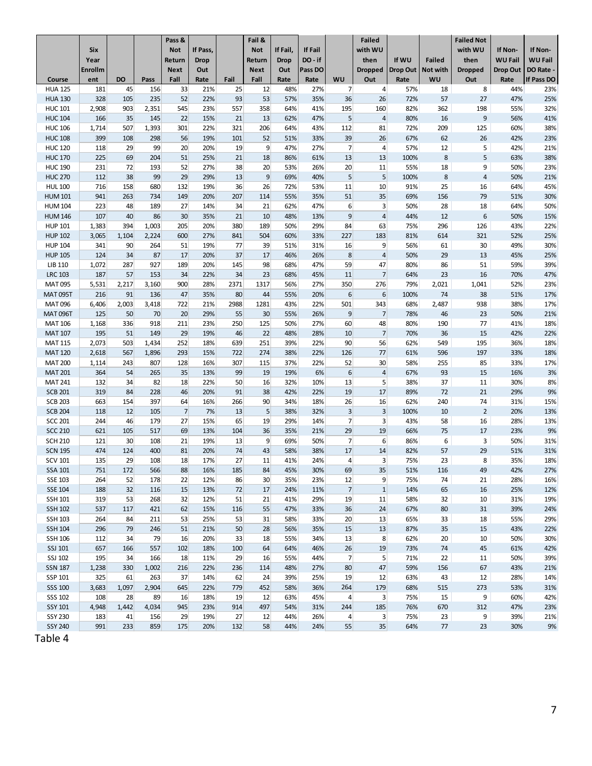| Course | Six Year Enrollment | DO | Pass | Pass & Not Return Next Fall | If Pass, Drop Out Rate | Fail | Fail & Not Return Next Fall | If Fail, Drop Out Rate | If Fail DO - if Pass DO Rate | WU | Failed with WU then Dropped Out | If WU Drop Out Rate | Failed Not with WU | Failed Not with WU then Dropped Out | If Non-WU Fail Drop Out Rate | If Non-WU Fail DO Rate - If Pass DO |
|---|---|---|---|---|---|---|---|---|---|---|---|---|---|---|---|---|
| HUA 125 | 181 | 45 | 156 | 33 | 21% | 25 | 12 | 48% | 27% | 7 | 4 | 57% | 18 | 8 | 44% | 23% |
| HUA 130 | 328 | 105 | 235 | 52 | 22% | 93 | 53 | 57% | 35% | 36 | 26 | 72% | 57 | 27 | 47% | 25% |
| HUC 101 | 2,908 | 903 | 2,351 | 545 | 23% | 557 | 358 | 64% | 41% | 195 | 160 | 82% | 362 | 198 | 55% | 32% |
| HUC 104 | 166 | 35 | 145 | 22 | 15% | 21 | 13 | 62% | 47% | 5 | 4 | 80% | 16 | 9 | 56% | 41% |
| HUC 106 | 1,714 | 507 | 1,393 | 301 | 22% | 321 | 206 | 64% | 43% | 112 | 81 | 72% | 209 | 125 | 60% | 38% |
| HUC 108 | 399 | 108 | 298 | 56 | 19% | 101 | 52 | 51% | 33% | 39 | 26 | 67% | 62 | 26 | 42% | 23% |
| HUC 120 | 118 | 29 | 99 | 20 | 20% | 19 | 9 | 47% | 27% | 7 | 4 | 57% | 12 | 5 | 42% | 21% |
| HUC 170 | 225 | 69 | 204 | 51 | 25% | 21 | 18 | 86% | 61% | 13 | 13 | 100% | 8 | 5 | 63% | 38% |
| HUC 190 | 231 | 72 | 193 | 52 | 27% | 38 | 20 | 53% | 26% | 20 | 11 | 55% | 18 | 9 | 50% | 23% |
| HUC 270 | 112 | 38 | 99 | 29 | 29% | 13 | 9 | 69% | 40% | 5 | 5 | 100% | 8 | 4 | 50% | 21% |
| HUL 100 | 716 | 158 | 680 | 132 | 19% | 36 | 26 | 72% | 53% | 11 | 10 | 91% | 25 | 16 | 64% | 45% |
| HUM 101 | 941 | 263 | 734 | 149 | 20% | 207 | 114 | 55% | 35% | 51 | 35 | 69% | 156 | 79 | 51% | 30% |
| HUM 104 | 223 | 48 | 189 | 27 | 14% | 34 | 21 | 62% | 47% | 6 | 3 | 50% | 28 | 18 | 64% | 50% |
| HUM 146 | 107 | 40 | 86 | 30 | 35% | 21 | 10 | 48% | 13% | 9 | 4 | 44% | 12 | 6 | 50% | 15% |
| HUP 101 | 1,383 | 394 | 1,003 | 205 | 20% | 380 | 189 | 50% | 29% | 84 | 63 | 75% | 296 | 126 | 43% | 22% |
| HUP 102 | 3,065 | 1,104 | 2,224 | 600 | 27% | 841 | 504 | 60% | 33% | 227 | 183 | 81% | 614 | 321 | 52% | 25% |
| HUP 104 | 341 | 90 | 264 | 51 | 19% | 77 | 39 | 51% | 31% | 16 | 9 | 56% | 61 | 30 | 49% | 30% |
| HUP 105 | 124 | 34 | 87 | 17 | 20% | 37 | 17 | 46% | 26% | 8 | 4 | 50% | 29 | 13 | 45% | 25% |
| LIB 110 | 1,072 | 287 | 927 | 189 | 20% | 145 | 98 | 68% | 47% | 59 | 47 | 80% | 86 | 51 | 59% | 39% |
| LRC 103 | 187 | 57 | 153 | 34 | 22% | 34 | 23 | 68% | 45% | 11 | 7 | 64% | 23 | 16 | 70% | 47% |
| MAT 095 | 5,531 | 2,217 | 3,160 | 900 | 28% | 2371 | 1317 | 56% | 27% | 350 | 276 | 79% | 2,021 | 1,041 | 52% | 23% |
| MAT 095T | 216 | 91 | 136 | 47 | 35% | 80 | 44 | 55% | 20% | 6 | 6 | 100% | 74 | 38 | 51% | 17% |
| MAT 096 | 6,406 | 2,003 | 3,418 | 722 | 21% | 2988 | 1281 | 43% | 22% | 501 | 343 | 68% | 2,487 | 938 | 38% | 17% |
| MAT 096T | 125 | 50 | 70 | 20 | 29% | 55 | 30 | 55% | 26% | 9 | 7 | 78% | 46 | 23 | 50% | 21% |
| MAT 106 | 1,168 | 336 | 918 | 211 | 23% | 250 | 125 | 50% | 27% | 60 | 48 | 80% | 190 | 77 | 41% | 18% |
| MAT 107 | 195 | 51 | 149 | 29 | 19% | 46 | 22 | 48% | 28% | 10 | 7 | 70% | 36 | 15 | 42% | 22% |
| MAT 115 | 2,073 | 503 | 1,434 | 252 | 18% | 639 | 251 | 39% | 22% | 90 | 56 | 62% | 549 | 195 | 36% | 18% |
| MAT 120 | 2,618 | 567 | 1,896 | 293 | 15% | 722 | 274 | 38% | 22% | 126 | 77 | 61% | 596 | 197 | 33% | 18% |
| MAT 200 | 1,114 | 243 | 807 | 128 | 16% | 307 | 115 | 37% | 22% | 52 | 30 | 58% | 255 | 85 | 33% | 17% |
| MAT 201 | 364 | 54 | 265 | 35 | 13% | 99 | 19 | 19% | 6% | 6 | 4 | 67% | 93 | 15 | 16% | 3% |
| MAT 241 | 132 | 34 | 82 | 18 | 22% | 50 | 16 | 32% | 10% | 13 | 5 | 38% | 37 | 11 | 30% | 8% |
| SCB 201 | 319 | 84 | 228 | 46 | 20% | 91 | 38 | 42% | 22% | 19 | 17 | 89% | 72 | 21 | 29% | 9% |
| SCB 203 | 663 | 154 | 397 | 64 | 16% | 266 | 90 | 34% | 18% | 26 | 16 | 62% | 240 | 74 | 31% | 15% |
| SCB 204 | 118 | 12 | 105 | 7 | 7% | 13 | 5 | 38% | 32% | 3 | 3 | 100% | 10 | 2 | 20% | 13% |
| SCC 201 | 244 | 46 | 179 | 27 | 15% | 65 | 19 | 29% | 14% | 7 | 3 | 43% | 58 | 16 | 28% | 13% |
| SCC 210 | 621 | 105 | 517 | 69 | 13% | 104 | 36 | 35% | 21% | 29 | 19 | 66% | 75 | 17 | 23% | 9% |
| SCH 210 | 121 | 30 | 108 | 21 | 19% | 13 | 9 | 69% | 50% | 7 | 6 | 86% | 6 | 3 | 50% | 31% |
| SCN 195 | 474 | 124 | 400 | 81 | 20% | 74 | 43 | 58% | 38% | 17 | 14 | 82% | 57 | 29 | 51% | 31% |
| SCV 101 | 135 | 29 | 108 | 18 | 17% | 27 | 11 | 41% | 24% | 4 | 3 | 75% | 23 | 8 | 35% | 18% |
| SSA 101 | 751 | 172 | 566 | 88 | 16% | 185 | 84 | 45% | 30% | 69 | 35 | 51% | 116 | 49 | 42% | 27% |
| SSE 103 | 264 | 52 | 178 | 22 | 12% | 86 | 30 | 35% | 23% | 12 | 9 | 75% | 74 | 21 | 28% | 16% |
| SSE 104 | 188 | 32 | 116 | 15 | 13% | 72 | 17 | 24% | 11% | 7 | 1 | 14% | 65 | 16 | 25% | 12% |
| SSH 101 | 319 | 53 | 268 | 32 | 12% | 51 | 21 | 41% | 29% | 19 | 11 | 58% | 32 | 10 | 31% | 19% |
| SSH 102 | 537 | 117 | 421 | 62 | 15% | 116 | 55 | 47% | 33% | 36 | 24 | 67% | 80 | 31 | 39% | 24% |
| SSH 103 | 264 | 84 | 211 | 53 | 25% | 53 | 31 | 58% | 33% | 20 | 13 | 65% | 33 | 18 | 55% | 29% |
| SSH 104 | 296 | 79 | 246 | 51 | 21% | 50 | 28 | 56% | 35% | 15 | 13 | 87% | 35 | 15 | 43% | 22% |
| SSH 106 | 112 | 34 | 79 | 16 | 20% | 33 | 18 | 55% | 34% | 13 | 8 | 62% | 20 | 10 | 50% | 30% |
| SSJ 101 | 657 | 166 | 557 | 102 | 18% | 100 | 64 | 64% | 46% | 26 | 19 | 73% | 74 | 45 | 61% | 42% |
| SSJ 102 | 195 | 34 | 166 | 18 | 11% | 29 | 16 | 55% | 44% | 7 | 5 | 71% | 22 | 11 | 50% | 39% |
| SSN 187 | 1,238 | 330 | 1,002 | 216 | 22% | 236 | 114 | 48% | 27% | 80 | 47 | 59% | 156 | 67 | 43% | 21% |
| SSP 101 | 325 | 61 | 263 | 37 | 14% | 62 | 24 | 39% | 25% | 19 | 12 | 63% | 43 | 12 | 28% | 14% |
| SSS 100 | 3,683 | 1,097 | 2,904 | 645 | 22% | 779 | 452 | 58% | 36% | 264 | 179 | 68% | 515 | 273 | 53% | 31% |
| SSS 102 | 108 | 28 | 89 | 16 | 18% | 19 | 12 | 63% | 45% | 4 | 3 | 75% | 15 | 9 | 60% | 42% |
| SSY 101 | 4,948 | 1,442 | 4,034 | 945 | 23% | 914 | 497 | 54% | 31% | 244 | 185 | 76% | 670 | 312 | 47% | 23% |
| SSY 230 | 183 | 41 | 156 | 29 | 19% | 27 | 12 | 44% | 26% | 4 | 3 | 75% | 23 | 9 | 39% | 21% |
| SSY 240 | 991 | 233 | 859 | 175 | 20% | 132 | 58 | 44% | 24% | 55 | 35 | 64% | 77 | 23 | 30% | 9% |

Table 4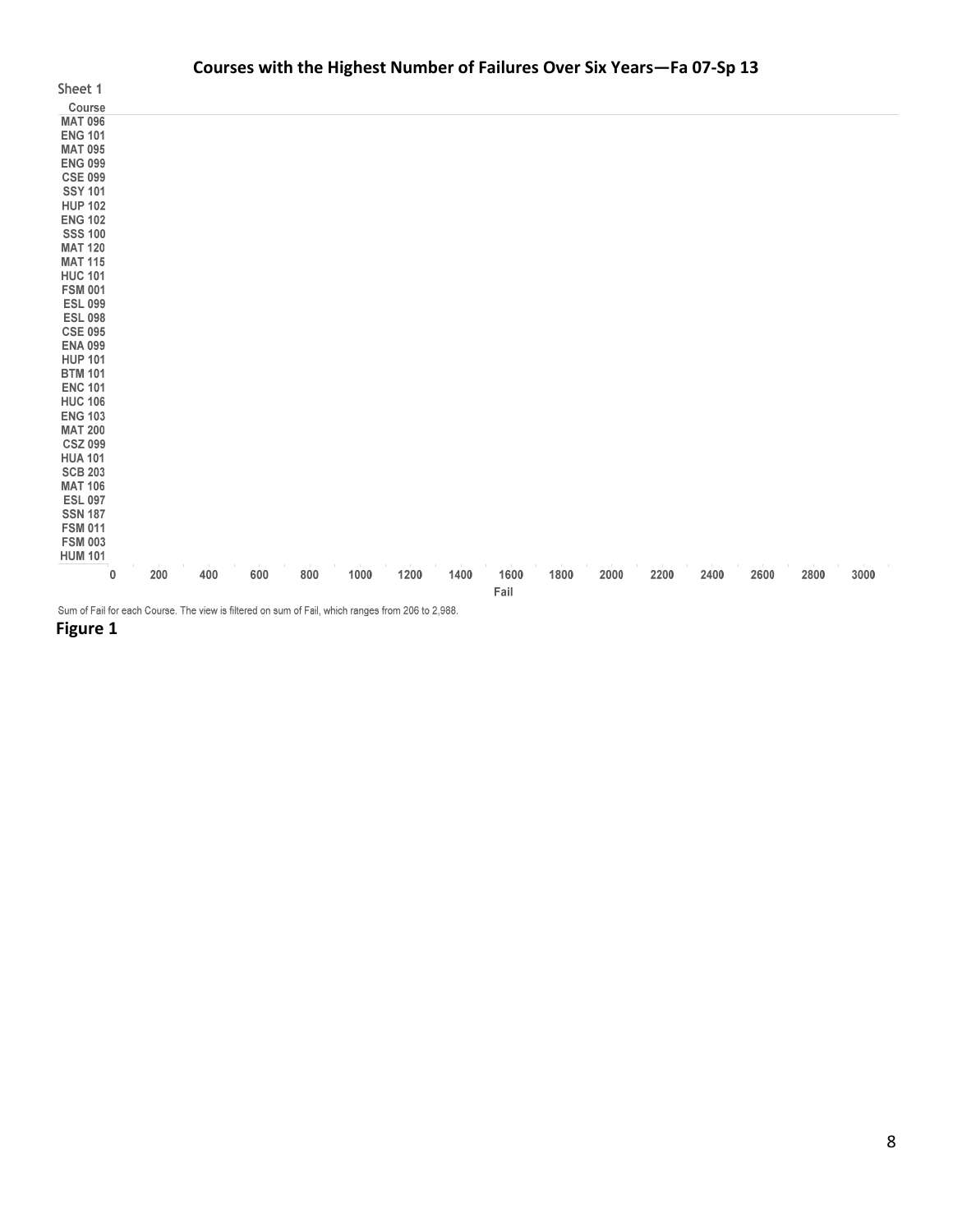**Courses with the Highest Number of Failures Over Six Years—Fa 07-Sp 13**

Sheet 1

Course

MAT 096
ENG 101
MAT 095
ENG 099
CSE 099
SSY 101
HUP 102
ENG 102
SSS 100
MAT 120
MAT 115
HUC 101
FSM 001
ESL 099
ESL 098
CSE 095
ENA 099
HUP 101
BTM 101
ENC 101
HUC 106
ENG 103
MAT 200
CSZ 099
HUA 101
SCB 203
MAT 106
ESL 097
SSN 187
FSM 011
FSM 003
HUM 101

0 200 400 600 800 1000 1200 1400 1600 1800 2000 2200 2400 2600 2800 3000

Fail

Sum of Fail for each Course. The view is filtered on sum of Fail, which ranges from 206 to 2,988.

**Figure 1**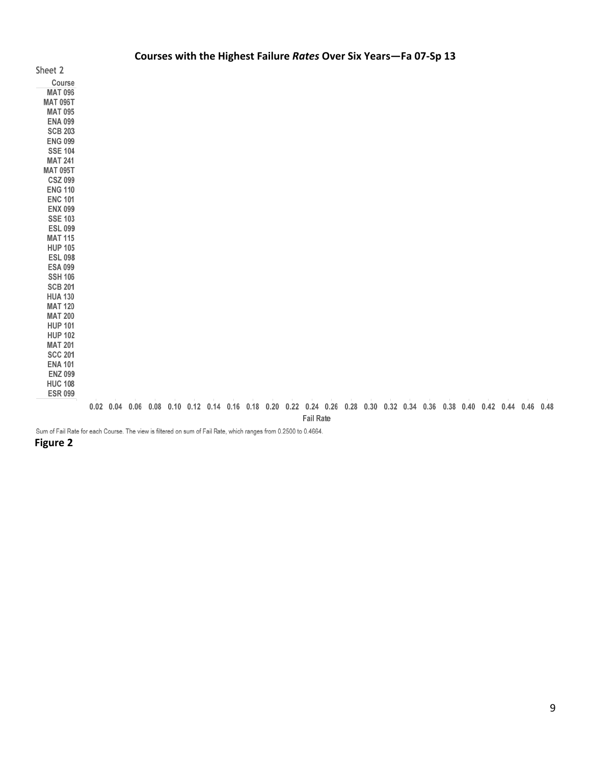**Courses with the Highest Failure *Rates* Over Six Years—Fa 07-Sp 13**

Sheet 2

| Course |
| --- |
| MAT 096 |
| MAT 096T |
| MAT 095 |
| ENA 099 |
| SCB 203 |
| ENG 099 |
| SSE 104 |
| MAT 241 |
| MAT 095T |
| CSZ 099 |
| ENG 110 |
| ENC 101 |
| ENX 099 |
| SSE 103 |
| ESL 099 |
| MAT 115 |
| HUP 105 |
| ESL 098 |
| ESA 099 |
| SSH 106 |
| SCB 201 |
| HUA 130 |
| MAT 120 |
| MAT 200 |
| HUP 101 |
| HUP 102 |
| MAT 201 |
| SCC 201 |
| ENA 101 |
| ENZ 099 |
| HUC 108 |
| ESR 099 |

0.02 0.04 0.06 0.08 0.10 0.12 0.14 0.16 0.18 0.20 0.22 0.24 0.26 0.28 0.30 0.32 0.34 0.36 0.38 0.40 0.42 0.44 0.46 0.48

Fail Rate

Sum of Fail Rate for each Course. The view is filtered on sum of Fail Rate, which ranges from 0.2500 to 0.4664.

**Figure 2**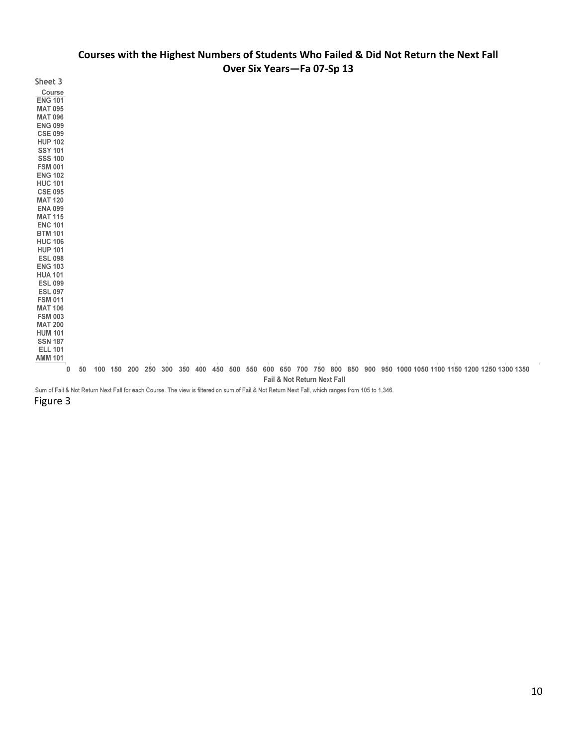**Courses with the Highest Numbers of Students Who Failed & Did Not Return the Next Fall**
**Over Six Years—Fa 07-Sp 13**

Sheet 3

Course
ENG 101
MAT 095
MAT 096
ENG 099
CSE 099
HUP 102
SSY 101
SSS 100
FSM 001
ENG 102
HUC 101
CSE 095
MAT 120
ENA 099
MAT 115
ENC 101
BTM 101
HUC 106
HUP 101
ESL 098
ENG 103
HUA 101
ESL 099
ESL 097
FSM 011
MAT 106
FSM 003
MAT 200
HUM 101
SSN 187
ELL 101
AMM 101

0 50 100 150 200 250 300 350 400 450 500 550 600 650 700 750 800 850 900 950 1000 1050 1100 1150 1200 1250 1300 1350

Fail & Not Return Next Fall

Sum of Fail & Not Return Next Fall for each Course. The view is filtered on sum of Fail & Not Return Next Fall, which ranges from 105 to 1,346.

Figure 3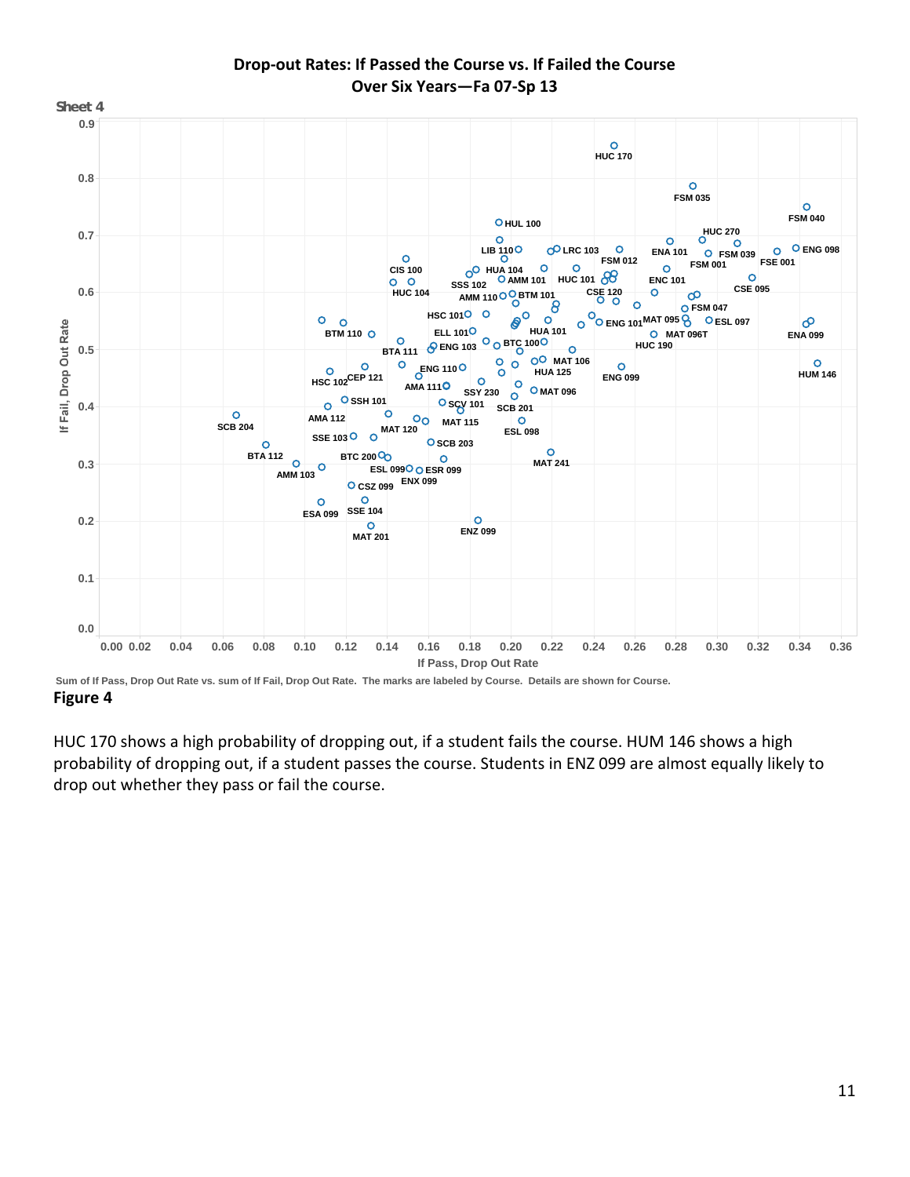**Drop-out Rates: If Passed the Course vs. If Failed the Course**
**Over Six Years—Fa 07-Sp 13**

Sheet 4

Sum of If Pass, Drop Out Rate vs. sum of If Fail, Drop Out Rate. The marks are labeled by Course. Details are shown for Course.

**Figure 4**

HUC 170 shows a high probability of dropping out, if a student fails the course. HUM 146 shows a high probability of dropping out, if a student passes the course. Students in ENZ 099 are almost equally likely to drop out whether they pass or fail the course.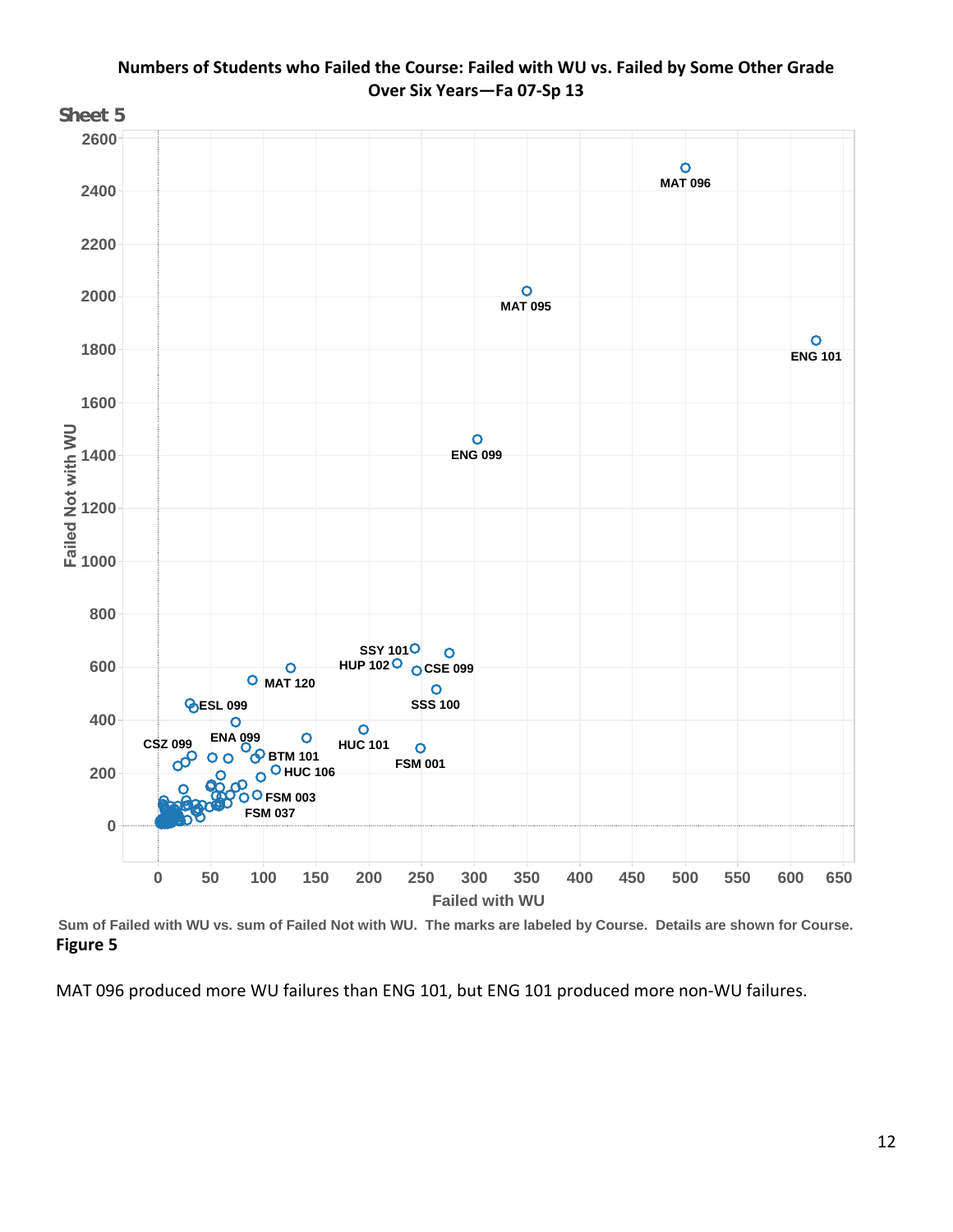**Numbers of Students who Failed the Course: Failed with WU vs. Failed by Some Other Grade Over Six Years—Fa 07-Sp 13**

Sum of Failed with WU vs. sum of Failed Not with WU. The marks are labeled by Course. Details are shown for Course.

**Figure 5**

MAT 096 produced more WU failures than ENG 101, but ENG 101 produced more non-WU failures.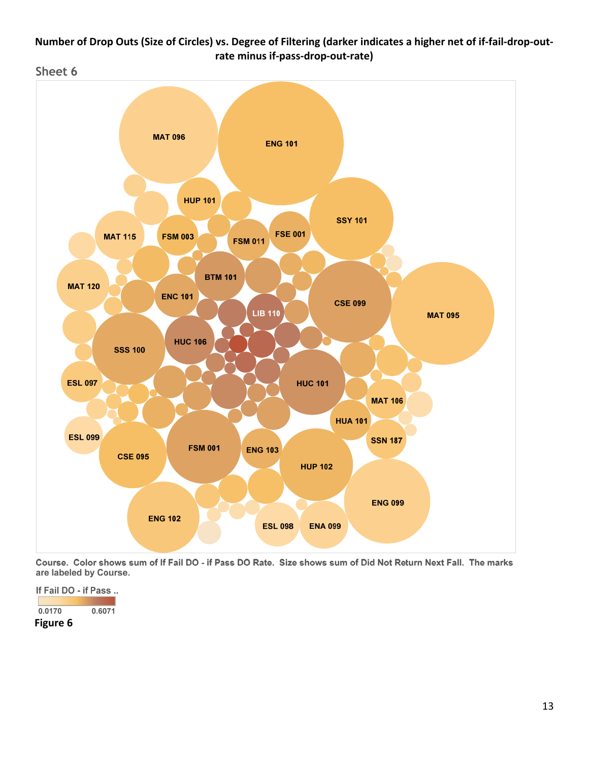**Number of Drop Outs (Size of Circles) vs. Degree of Filtering (darker indicates a higher net of if-fail-drop-out-rate minus if-pass-drop-out-rate)**

Sheet 6

MAT 096, ENG 101, HUP 101, SSY 101, MAT 115, FSM 003, FSM 011, FSE 001, BTM 101, MAT 120, ENC 101, LIB 110, CSE 099, MAT 095, HUC 106, SSS 100, ESL 097, HUC 101, MAT 106, HUA 101, ESL 099, FSM 001, ENG 103, SSN 187, CSE 095, HUP 102, ENG 099, ENG 102, ESL 098, ENA 099

Course. Color shows sum of If Fail DO - if Pass DO Rate. Size shows sum of Did Not Return Next Fall. The marks are labeled by Course.

If Fail DO - if Pass ..

0.0170 — 0.6071

**Figure 6**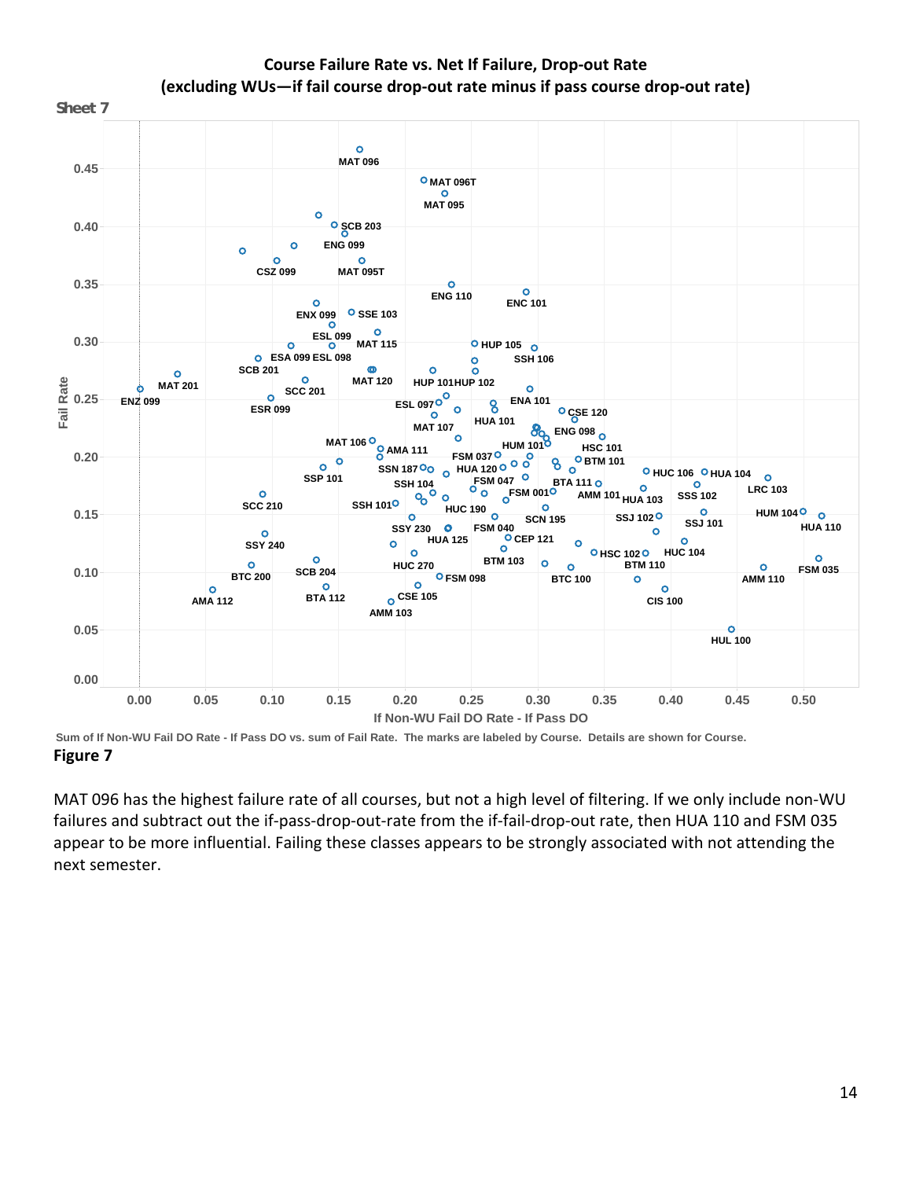Course Failure Rate vs. Net If Failure, Drop-out Rate
(excluding WUs—if fail course drop-out rate minus if pass course drop-out rate)

Sheet 7

Fail Rate

0.45
0.40
0.35
0.30
0.25
0.20
0.15
0.10
0.05
0.00

0.00 0.05 0.10 0.15 0.20 0.25 0.30 0.35 0.40 0.45 0.50

If Non-WU Fail DO Rate - If Pass DO

MAT 096, MAT 096T, MAT 095, SCB 203, ENG 099, CSZ 099, MAT 095T, ENG 110, ENC 101, ENX 099, SSE 103, ESL 099, MAT 115, HUP 105, SSH 106, ESA 099, ESL 098, SCB 201, MAT 201, MAT 120, HUP 101, HUP 102, ENZ 099, SCC 201, ESR 099, ESL 097, ENA 101, CSE 120, MAT 107, HUA 101, ENG 098, MAT 106, AMA 111, HUM 101, HSC 101, FSM 037, BTM 101, SSP 101, SSN 187, HUA 120, HUC 106, HUA 104, LRC 103, SSH 104, FSM 047, BTA 111, FSM 001, AMM 101, HUA 103, SSS 102, SCC 210, SSH 101, HUC 190, HUM 104, SSY 230, FSM 040, SCN 195, SSJ 102, SSJ 101, HUA 110, HUA 125, CEP 121, SSY 240, BTM 103, HSC 102, HUC 104, BTC 200, SCB 204, HUC 270, BTM 110, FSM 035, FSM 098, BTC 100, AMM 110, AMA 112, BTA 112, CSE 105, CIS 100, AMM 103, HUL 100

Sum of If Non-WU Fail DO Rate - If Pass DO vs. sum of Fail Rate. The marks are labeled by Course. Details are shown for Course.

**Figure 7**

MAT 096 has the highest failure rate of all courses, but not a high level of filtering. If we only include non-WU failures and subtract out the if-pass-drop-out-rate from the if-fail-drop-out rate, then HUA 110 and FSM 035 appear to be more influential. Failing these classes appears to be strongly associated with not attending the next semester.